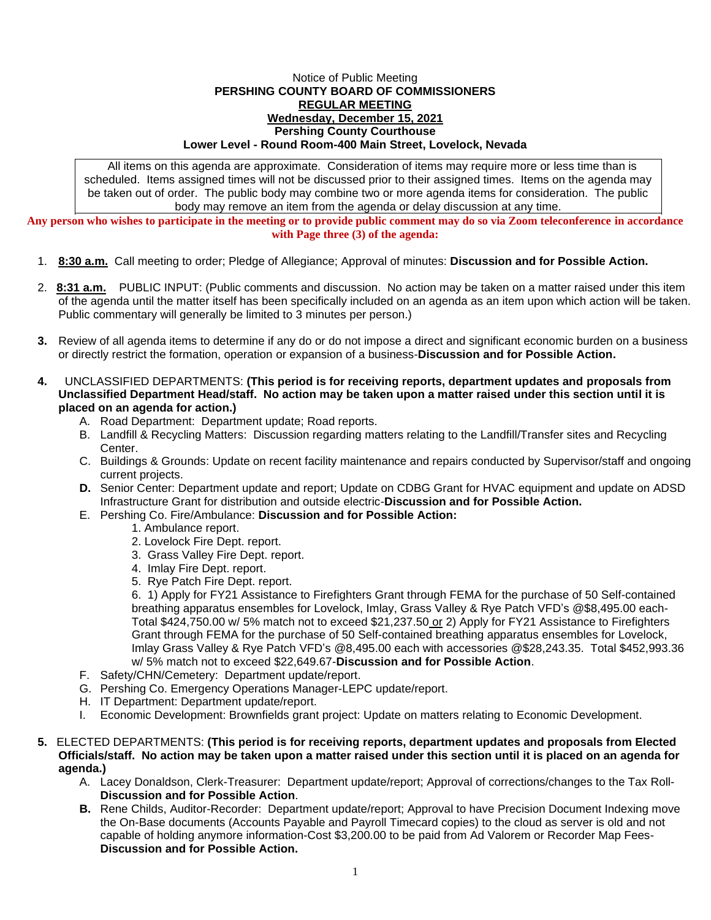Notice of Public Meeting

**PERSHING COUNTY BOARD OF COMMISSIONERS**

**REGULAR MEETING**

**Wednesday, December 15, 2021**

**Pershing County Courthouse**

**Lower Level - Round Room-400 Main Street, Lovelock, Nevada**

All items on this agenda are approximate. Consideration of items may require more or less time than is scheduled. Items assigned times will not be discussed prior to their assigned times. Items on the agenda may be taken out of order. The public body may combine two or more agenda items for consideration. The public body may remove an item from the agenda or delay discussion at any time.

**Any person who wishes to participate in the meeting or to provide public comment may do so via Zoom teleconference in accordance with Page three (3) of the agenda:**

1. **8:30 a.m.** Call meeting to order; Pledge of Allegiance; Approval of minutes: **Discussion and for Possible Action.**

2. **8:31 a.m.** PUBLIC INPUT: (Public comments and discussion. No action may be taken on a matter raised under this item of the agenda until the matter itself has been specifically included on an agenda as an item upon which action will be taken. Public commentary will generally be limited to 3 minutes per person.)

3. Review of all agenda items to determine if any do or do not impose a direct and significant economic burden on a business or directly restrict the formation, operation or expansion of a business-**Discussion and for Possible Action.**

4. UNCLASSIFIED DEPARTMENTS: **(This period is for receiving reports, department updates and proposals from Unclassified Department Head/staff. No action may be taken upon a matter raised under this section until it is placed on an agenda for action.)**
   - A. Road Department: Department update; Road reports.
   - B. Landfill & Recycling Matters: Discussion regarding matters relating to the Landfill/Transfer sites and Recycling Center.
   - C. Buildings & Grounds: Update on recent facility maintenance and repairs conducted by Supervisor/staff and ongoing current projects.
   - **D.** Senior Center: Department update and report; Update on CDBG Grant for HVAC equipment and update on ADSD Infrastructure Grant for distribution and outside electric-**Discussion and for Possible Action.**
   - E. Pershing Co. Fire/Ambulance: **Discussion and for Possible Action:**
     1. Ambulance report.
     2. Lovelock Fire Dept. report.
     3. Grass Valley Fire Dept. report.
     4. Imlay Fire Dept. report.
     5. Rye Patch Fire Dept. report.
     6. 1) Apply for FY21 Assistance to Firefighters Grant through FEMA for the purchase of 50 Self-contained breathing apparatus ensembles for Lovelock, Imlay, Grass Valley & Rye Patch VFD's @$8,495.00 each-Total $424,750.00 w/ 5% match not to exceed $21,237.50 or 2) Apply for FY21 Assistance to Firefighters Grant through FEMA for the purchase of 50 Self-contained breathing apparatus ensembles for Lovelock, Imlay Grass Valley & Rye Patch VFD's @8,495.00 each with accessories @$28,243.35. Total $452,993.36 w/ 5% match not to exceed $22,649.67-**Discussion and for Possible Action**.
   - F. Safety/CHN/Cemetery: Department update/report.
   - G. Pershing Co. Emergency Operations Manager-LEPC update/report.
   - H. IT Department: Department update/report.
   - I. Economic Development: Brownfields grant project: Update on matters relating to Economic Development.

5. ELECTED DEPARTMENTS: **(This period is for receiving reports, department updates and proposals from Elected Officials/staff. No action may be taken upon a matter raised under this section until it is placed on an agenda for agenda.)**
   - A. Lacey Donaldson, Clerk-Treasurer: Department update/report; Approval of corrections/changes to the Tax Roll-**Discussion and for Possible Action**.
   - **B.** Rene Childs, Auditor-Recorder: Department update/report; Approval to have Precision Document Indexing move the On-Base documents (Accounts Payable and Payroll Timecard copies) to the cloud as server is old and not capable of holding anymore information-Cost $3,200.00 to be paid from Ad Valorem or Recorder Map Fees-**Discussion and for Possible Action.**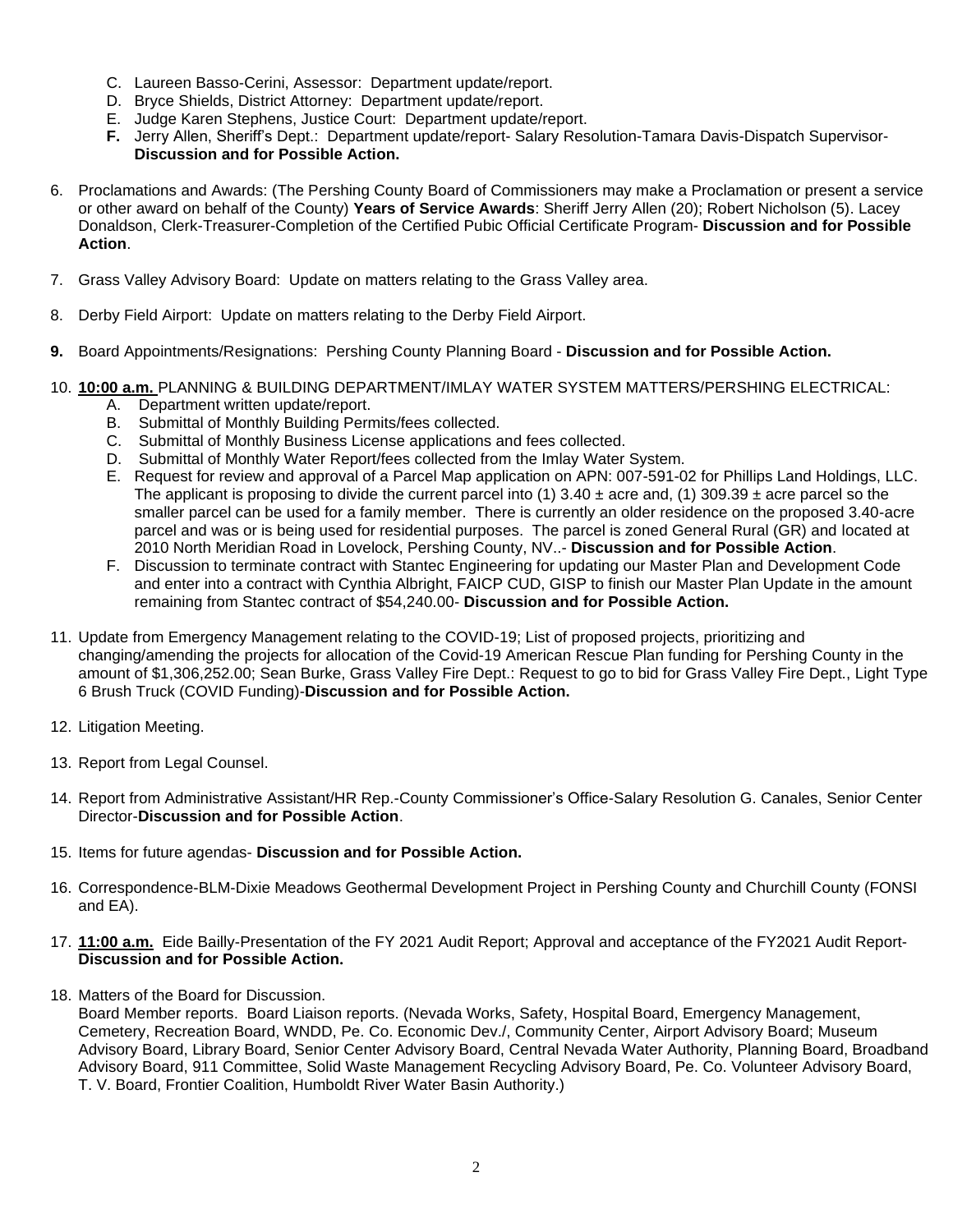C. Laureen Basso-Cerini, Assessor: Department update/report.
D. Bryce Shields, District Attorney: Department update/report.
E. Judge Karen Stephens, Justice Court: Department update/report.
**F.** Jerry Allen, Sheriff's Dept.: Department update/report- Salary Resolution-Tamara Davis-Dispatch Supervisor- **Discussion and for Possible Action.**

6. Proclamations and Awards: (The Pershing County Board of Commissioners may make a Proclamation or present a service or other award on behalf of the County) **Years of Service Awards**: Sheriff Jerry Allen (20); Robert Nicholson (5). Lacey Donaldson, Clerk-Treasurer-Completion of the Certified Pubic Official Certificate Program- **Discussion and for Possible Action**.

7. Grass Valley Advisory Board: Update on matters relating to the Grass Valley area.

8. Derby Field Airport: Update on matters relating to the Derby Field Airport.

**9.** Board Appointments/Resignations: Pershing County Planning Board - **Discussion and for Possible Action.**

10. **10:00 a.m.** PLANNING & BUILDING DEPARTMENT/IMLAY WATER SYSTEM MATTERS/PERSHING ELECTRICAL:
    A. Department written update/report.
    B. Submittal of Monthly Building Permits/fees collected.
    C. Submittal of Monthly Business License applications and fees collected.
    D. Submittal of Monthly Water Report/fees collected from the Imlay Water System.
    E. Request for review and approval of a Parcel Map application on APN: 007-591-02 for Phillips Land Holdings, LLC. The applicant is proposing to divide the current parcel into (1) 3.40 ± acre and, (1) 309.39 ± acre parcel so the smaller parcel can be used for a family member. There is currently an older residence on the proposed 3.40-acre parcel and was or is being used for residential purposes. The parcel is zoned General Rural (GR) and located at 2010 North Meridian Road in Lovelock, Pershing County, NV..- **Discussion and for Possible Action**.
    F. Discussion to terminate contract with Stantec Engineering for updating our Master Plan and Development Code and enter into a contract with Cynthia Albright, FAICP CUD, GISP to finish our Master Plan Update in the amount remaining from Stantec contract of $54,240.00- **Discussion and for Possible Action.**

11. Update from Emergency Management relating to the COVID-19; List of proposed projects, prioritizing and changing/amending the projects for allocation of the Covid-19 American Rescue Plan funding for Pershing County in the amount of $1,306,252.00; Sean Burke, Grass Valley Fire Dept.: Request to go to bid for Grass Valley Fire Dept., Light Type 6 Brush Truck (COVID Funding)-**Discussion and for Possible Action.**

12. Litigation Meeting.

13. Report from Legal Counsel.

14. Report from Administrative Assistant/HR Rep.-County Commissioner's Office-Salary Resolution G. Canales, Senior Center Director-**Discussion and for Possible Action**.

15. Items for future agendas- **Discussion and for Possible Action.**

16. Correspondence-BLM-Dixie Meadows Geothermal Development Project in Pershing County and Churchill County (FONSI and EA).

17. **11:00 a.m.** Eide Bailly-Presentation of the FY 2021 Audit Report; Approval and acceptance of the FY2021 Audit Report- **Discussion and for Possible Action.**

18. Matters of the Board for Discussion.
    Board Member reports. Board Liaison reports. (Nevada Works, Safety, Hospital Board, Emergency Management, Cemetery, Recreation Board, WNDD, Pe. Co. Economic Dev./, Community Center, Airport Advisory Board; Museum Advisory Board, Library Board, Senior Center Advisory Board, Central Nevada Water Authority, Planning Board, Broadband Advisory Board, 911 Committee, Solid Waste Management Recycling Advisory Board, Pe. Co. Volunteer Advisory Board, T. V. Board, Frontier Coalition, Humboldt River Water Basin Authority.)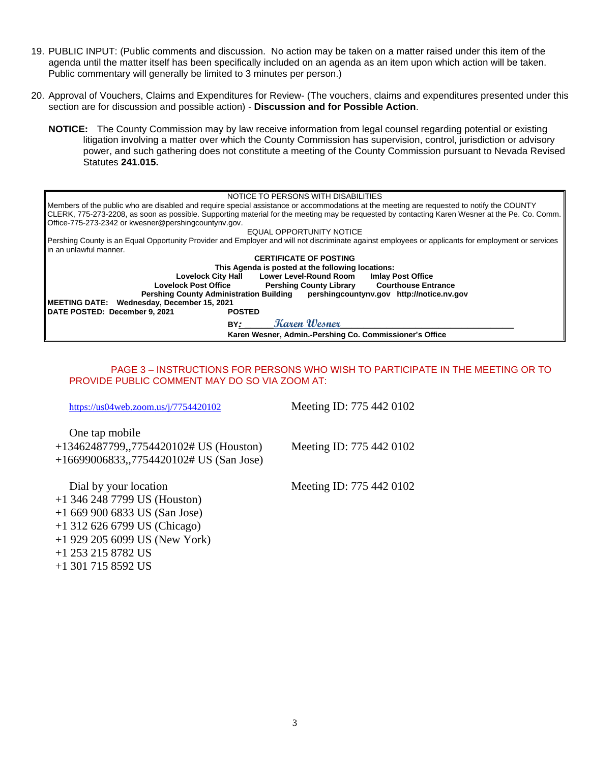19. PUBLIC INPUT: (Public comments and discussion. No action may be taken on a matter raised under this item of the agenda until the matter itself has been specifically included on an agenda as an item upon which action will be taken. Public commentary will generally be limited to 3 minutes per person.)

20. Approval of Vouchers, Claims and Expenditures for Review- (The vouchers, claims and expenditures presented under this section are for discussion and possible action) - **Discussion and for Possible Action**.

**NOTICE:** The County Commission may by law receive information from legal counsel regarding potential or existing litigation involving a matter over which the County Commission has supervision, control, jurisdiction or advisory power, and such gathering does not constitute a meeting of the County Commission pursuant to Nevada Revised Statutes **241.015.**

NOTICE TO PERSONS WITH DISABILITIES

Members of the public who are disabled and require special assistance or accommodations at the meeting are requested to notify the COUNTY CLERK, 775-273-2208, as soon as possible. Supporting material for the meeting may be requested by contacting Karen Wesner at the Pe. Co. Comm. Office-775-273-2342 or kwesner@pershingcountynv.gov.

EQUAL OPPORTUNITY NOTICE

Pershing County is an Equal Opportunity Provider and Employer and will not discriminate against employees or applicants for employment or services in an unlawful manner.

**CERTIFICATE OF POSTING**

**This Agenda is posted at the following locations:**

**Lovelock City Hall Lower Level-Round Room Imlay Post Office**
**Lovelock Post Office Pershing County Library Courthouse Entrance**
**Pershing County Administration Building pershingcountynv.gov http://notice.nv.gov**

**MEETING DATE: Wednesday, December 15, 2021**
**DATE POSTED: December 9, 2021 POSTED**

**BY:** *Karen Wesner*
**Karen Wesner, Admin.-Pershing Co. Commissioner's Office**

PAGE 3 – INSTRUCTIONS FOR PERSONS WHO WISH TO PARTICIPATE IN THE MEETING OR TO PROVIDE PUBLIC COMMENT MAY DO SO VIA ZOOM AT:

https://us04web.zoom.us/j/7754420102 Meeting ID: 775 442 0102

One tap mobile
+13462487799,,7754420102# US (Houston) Meeting ID: 775 442 0102
+16699006833,,7754420102# US (San Jose)

Dial by your location Meeting ID: 775 442 0102
+1 346 248 7799 US (Houston)
+1 669 900 6833 US (San Jose)
+1 312 626 6799 US (Chicago)
+1 929 205 6099 US (New York)
+1 253 215 8782 US
+1 301 715 8592 US